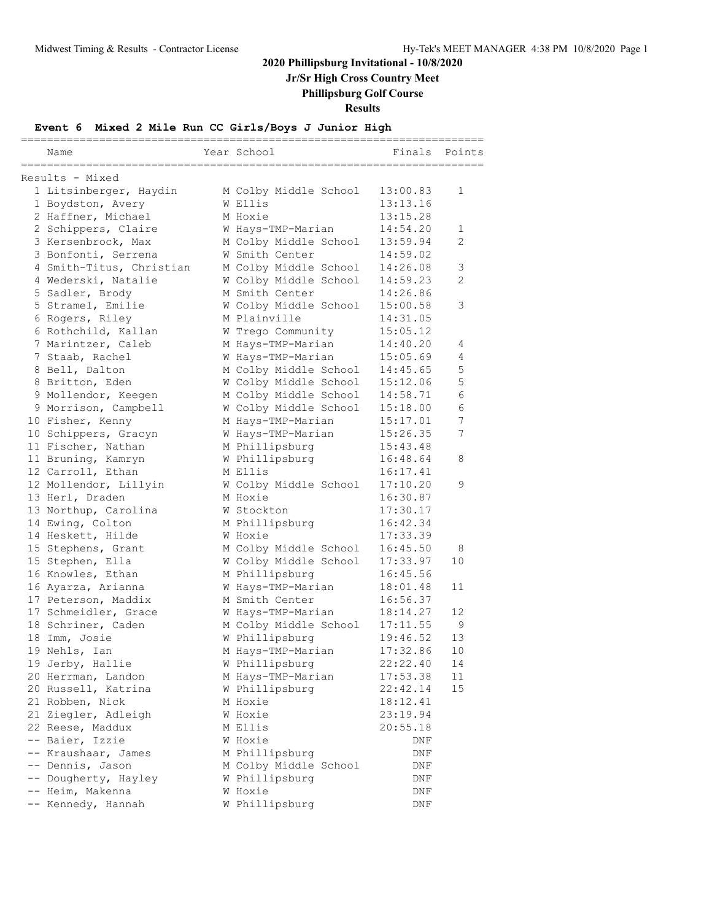# 2020 Phillipsburg Invitational - 10/8/2020

## Jr/Sr High Cross Country Meet

## Phillipsburg Golf Course

## Results

### Event 6 Mixed 2 Mile Run CC Girls/Boys J Junior High

Results - Mixed

| | Name | Year | School | Finals | Points |
|---|---|---|---|---|---|
| 1 | Litsinberger, Haydin | M | Colby Middle School | 13:00.83 | 1 |
| 1 | Boydston, Avery | W | Ellis | 13:13.16 | |
| 2 | Haffner, Michael | M | Hoxie | 13:15.28 | |
| 2 | Schippers, Claire | W | Hays-TMP-Marian | 14:54.20 | 1 |
| 3 | Kersenbrock, Max | M | Colby Middle School | 13:59.94 | 2 |
| 3 | Bonfonti, Serrena | W | Smith Center | 14:59.02 | |
| 4 | Smith-Titus, Christian | M | Colby Middle School | 14:26.08 | 3 |
| 4 | Wederski, Natalie | W | Colby Middle School | 14:59.23 | 2 |
| 5 | Sadler, Brody | M | Smith Center | 14:26.86 | |
| 5 | Stramel, Emilie | W | Colby Middle School | 15:00.58 | 3 |
| 6 | Rogers, Riley | M | Plainville | 14:31.05 | |
| 6 | Rothchild, Kallan | W | Trego Community | 15:05.12 | |
| 7 | Marintzer, Caleb | M | Hays-TMP-Marian | 14:40.20 | 4 |
| 7 | Staab, Rachel | W | Hays-TMP-Marian | 15:05.69 | 4 |
| 8 | Bell, Dalton | M | Colby Middle School | 14:45.65 | 5 |
| 8 | Britton, Eden | W | Colby Middle School | 15:12.06 | 5 |
| 9 | Mollendor, Keegen | M | Colby Middle School | 14:58.71 | 6 |
| 9 | Morrison, Campbell | W | Colby Middle School | 15:18.00 | 6 |
| 10 | Fisher, Kenny | M | Hays-TMP-Marian | 15:17.01 | 7 |
| 10 | Schippers, Gracyn | W | Hays-TMP-Marian | 15:26.35 | 7 |
| 11 | Fischer, Nathan | M | Phillipsburg | 15:43.48 | |
| 11 | Bruning, Kamryn | W | Phillipsburg | 16:48.64 | 8 |
| 12 | Carroll, Ethan | M | Ellis | 16:17.41 | |
| 12 | Mollendor, Lillyin | W | Colby Middle School | 17:10.20 | 9 |
| 13 | Herl, Draden | M | Hoxie | 16:30.87 | |
| 13 | Northup, Carolina | W | Stockton | 17:30.17 | |
| 14 | Ewing, Colton | M | Phillipsburg | 16:42.34 | |
| 14 | Heskett, Hilde | W | Hoxie | 17:33.39 | |
| 15 | Stephens, Grant | M | Colby Middle School | 16:45.50 | 8 |
| 15 | Stephen, Ella | W | Colby Middle School | 17:33.97 | 10 |
| 16 | Knowles, Ethan | M | Phillipsburg | 16:45.56 | |
| 16 | Ayarza, Arianna | W | Hays-TMP-Marian | 18:01.48 | 11 |
| 17 | Peterson, Maddix | M | Smith Center | 16:56.37 | |
| 17 | Schmeidler, Grace | W | Hays-TMP-Marian | 18:14.27 | 12 |
| 18 | Schriner, Caden | M | Colby Middle School | 17:11.55 | 9 |
| 18 | Imm, Josie | W | Phillipsburg | 19:46.52 | 13 |
| 19 | Nehls, Ian | M | Hays-TMP-Marian | 17:32.86 | 10 |
| 19 | Jerby, Hallie | W | Phillipsburg | 22:22.40 | 14 |
| 20 | Herrman, Landon | M | Hays-TMP-Marian | 17:53.38 | 11 |
| 20 | Russell, Katrina | W | Phillipsburg | 22:42.14 | 15 |
| 21 | Robben, Nick | M | Hoxie | 18:12.41 | |
| 21 | Ziegler, Adleigh | W | Hoxie | 23:19.94 | |
| 22 | Reese, Maddux | M | Ellis | 20:55.18 | |
| -- | Baier, Izzie | W | Hoxie | DNF | |
| -- | Kraushaar, James | M | Phillipsburg | DNF | |
| -- | Dennis, Jason | M | Colby Middle School | DNF | |
| -- | Dougherty, Hayley | W | Phillipsburg | DNF | |
| -- | Heim, Makenna | W | Hoxie | DNF | |
| -- | Kennedy, Hannah | W | Phillipsburg | DNF | |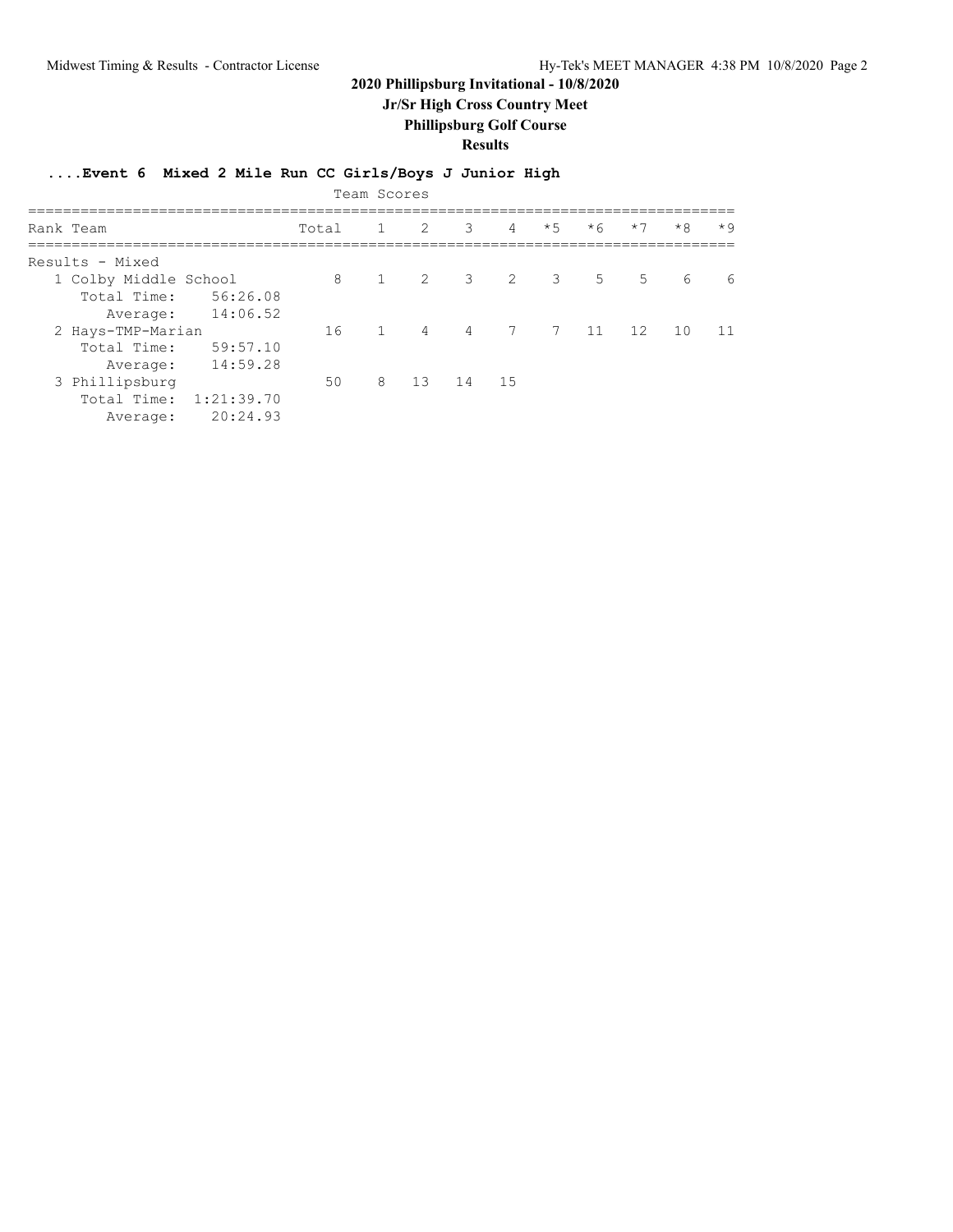# 2020 Phillipsburg Invitational - 10/8/2020

## Jr/Sr High Cross Country Meet

## Phillipsburg Golf Course

## Results

### ....Event 6 Mixed 2 Mile Run CC Girls/Boys J Junior High

Team Scores

| Rank | Team | Total | 1 | 2 | 3 | 4 | *5 | *6 | *7 | *8 | *9 |
|---|---|---|---|---|---|---|---|---|---|---|---|
| Results - Mixed | | | | | | | | | | | |
| 1 | Colby Middle School | 8 | 1 | 2 | 3 | 2 | 3 | 5 | 5 | 6 | 6 |
| | Total Time: 56:26.08 | | | | | | | | | | |
| | Average: 14:06.52 | | | | | | | | | | |
| 2 | Hays-TMP-Marian | 16 | 1 | 4 | 4 | 7 | 7 | 11 | 12 | 10 | 11 |
| | Total Time: 59:57.10 | | | | | | | | | | |
| | Average: 14:59.28 | | | | | | | | | | |
| 3 | Phillipsburg | 50 | 8 | 13 | 14 | 15 | | | | | |
| | Total Time: 1:21:39.70 | | | | | | | | | | |
| | Average: 20:24.93 | | | | | | | | | | |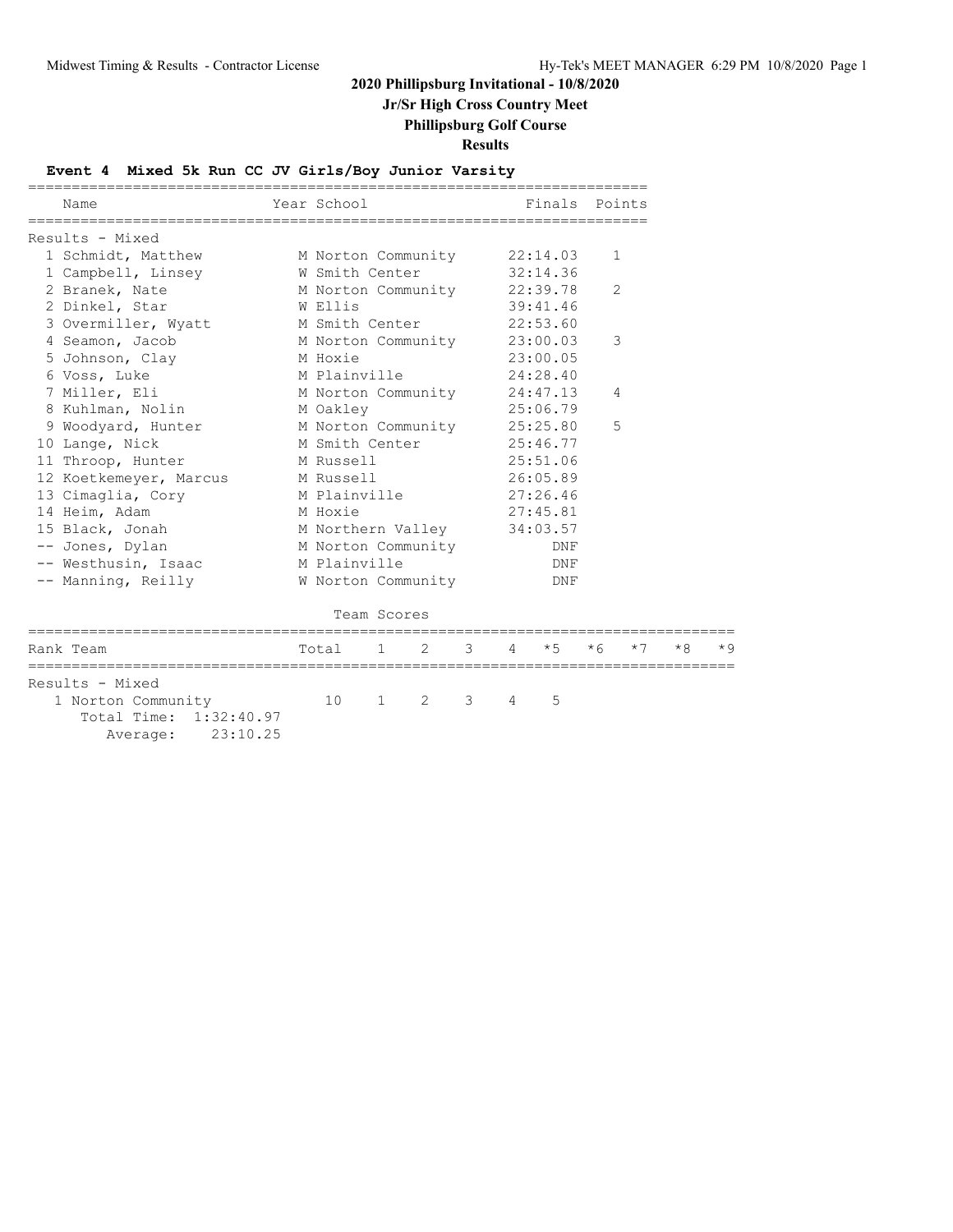# 2020 Phillipsburg Invitational - 10/8/2020

## Jr/Sr High Cross Country Meet

## Phillipsburg Golf Course

## Results

### Event 4 Mixed 5k Run CC JV Girls/Boy Junior Varsity

| | Name | Year | School | Finals | Points |
|---|---|---|---|---|---|
| **Results - Mixed** | | | | | |
| 1 | Schmidt, Matthew | M | Norton Community | 22:14.03 | 1 |
| 1 | Campbell, Linsey | W | Smith Center | 32:14.36 | |
| 2 | Branek, Nate | M | Norton Community | 22:39.78 | 2 |
| 2 | Dinkel, Star | W | Ellis | 39:41.46 | |
| 3 | Overmiller, Wyatt | M | Smith Center | 22:53.60 | |
| 4 | Seamon, Jacob | M | Norton Community | 23:00.03 | 3 |
| 5 | Johnson, Clay | M | Hoxie | 23:00.05 | |
| 6 | Voss, Luke | M | Plainville | 24:28.40 | |
| 7 | Miller, Eli | M | Norton Community | 24:47.13 | 4 |
| 8 | Kuhlman, Nolin | M | Oakley | 25:06.79 | |
| 9 | Woodyard, Hunter | M | Norton Community | 25:25.80 | 5 |
| 10 | Lange, Nick | M | Smith Center | 25:46.77 | |
| 11 | Throop, Hunter | M | Russell | 25:51.06 | |
| 12 | Koetkemeyer, Marcus | M | Russell | 26:05.89 | |
| 13 | Cimaglia, Cory | M | Plainville | 27:26.46 | |
| 14 | Heim, Adam | M | Hoxie | 27:45.81 | |
| 15 | Black, Jonah | M | Northern Valley | 34:03.57 | |
| -- | Jones, Dylan | M | Norton Community | DNF | |
| -- | Westhusin, Isaac | M | Plainville | DNF | |
| -- | Manning, Reilly | W | Norton Community | DNF | |

#### Team Scores

| Rank | Team | Total | 1 | 2 | 3 | 4 | *5 | *6 | *7 | *8 | *9 |
|---|---|---|---|---|---|---|---|---|---|---|---|
| **Results - Mixed** | | | | | | | | | | | |
| 1 | Norton Community | 10 | 1 | 2 | 3 | 4 | 5 | | | | |
| | Total Time: 1:32:40.97 | | | | | | | | | | |
| | Average: 23:10.25 | | | | | | | | | | |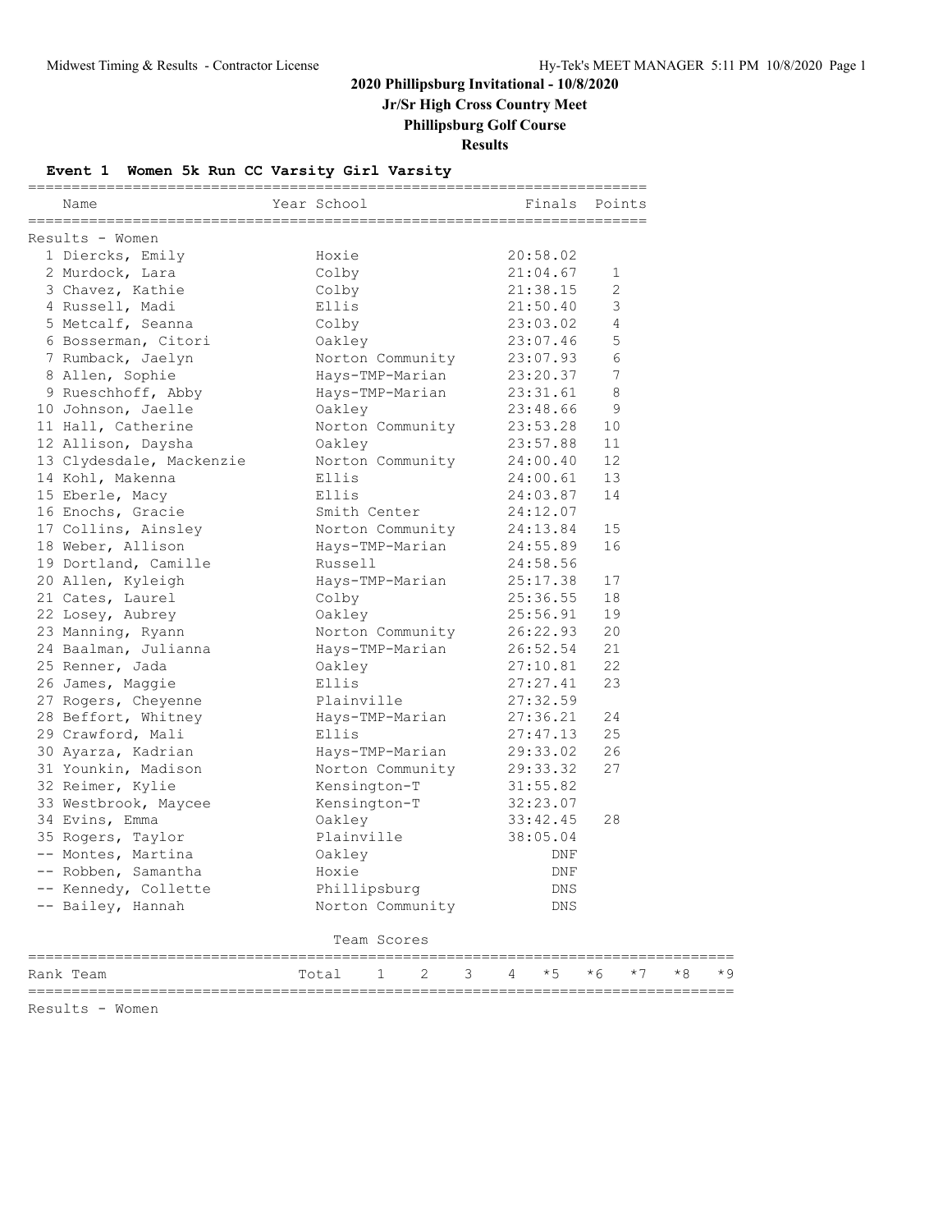**2020 Phillipsburg Invitational - 10/8/2020**

**Jr/Sr High Cross Country Meet**

**Phillipsburg Golf Course**

**Results**

## Event 1 Women 5k Run CC Varsity Girl Varsity

Results - Women

| | Name | Year | School | Finals | Points |
|---|---|---|---|---|---|
| 1 | Diercks, Emily | | Hoxie | 20:58.02 | |
| 2 | Murdock, Lara | | Colby | 21:04.67 | 1 |
| 3 | Chavez, Kathie | | Colby | 21:38.15 | 2 |
| 4 | Russell, Madi | | Ellis | 21:50.40 | 3 |
| 5 | Metcalf, Seanna | | Colby | 23:03.02 | 4 |
| 6 | Bosserman, Citori | | Oakley | 23:07.46 | 5 |
| 7 | Rumback, Jaelyn | | Norton Community | 23:07.93 | 6 |
| 8 | Allen, Sophie | | Hays-TMP-Marian | 23:20.37 | 7 |
| 9 | Rueschhoff, Abby | | Hays-TMP-Marian | 23:31.61 | 8 |
| 10 | Johnson, Jaelle | | Oakley | 23:48.66 | 9 |
| 11 | Hall, Catherine | | Norton Community | 23:53.28 | 10 |
| 12 | Allison, Daysha | | Oakley | 23:57.88 | 11 |
| 13 | Clydesdale, Mackenzie | | Norton Community | 24:00.40 | 12 |
| 14 | Kohl, Makenna | | Ellis | 24:00.61 | 13 |
| 15 | Eberle, Macy | | Ellis | 24:03.87 | 14 |
| 16 | Enochs, Gracie | | Smith Center | 24:12.07 | |
| 17 | Collins, Ainsley | | Norton Community | 24:13.84 | 15 |
| 18 | Weber, Allison | | Hays-TMP-Marian | 24:55.89 | 16 |
| 19 | Dortland, Camille | | Russell | 24:58.56 | |
| 20 | Allen, Kyleigh | | Hays-TMP-Marian | 25:17.38 | 17 |
| 21 | Cates, Laurel | | Colby | 25:36.55 | 18 |
| 22 | Losey, Aubrey | | Oakley | 25:56.91 | 19 |
| 23 | Manning, Ryann | | Norton Community | 26:22.93 | 20 |
| 24 | Baalman, Julianna | | Hays-TMP-Marian | 26:52.54 | 21 |
| 25 | Renner, Jada | | Oakley | 27:10.81 | 22 |
| 26 | James, Maggie | | Ellis | 27:27.41 | 23 |
| 27 | Rogers, Cheyenne | | Plainville | 27:32.59 | |
| 28 | Beffort, Whitney | | Hays-TMP-Marian | 27:36.21 | 24 |
| 29 | Crawford, Mali | | Ellis | 27:47.13 | 25 |
| 30 | Ayarza, Kadrian | | Hays-TMP-Marian | 29:33.02 | 26 |
| 31 | Younkin, Madison | | Norton Community | 29:33.32 | 27 |
| 32 | Reimer, Kylie | | Kensington-T | 31:55.82 | |
| 33 | Westbrook, Maycee | | Kensington-T | 32:23.07 | |
| 34 | Evins, Emma | | Oakley | 33:42.45 | 28 |
| 35 | Rogers, Taylor | | Plainville | 38:05.04 | |
| -- | Montes, Martina | | Oakley | DNF | |
| -- | Robben, Samantha | | Hoxie | DNF | |
| -- | Kennedy, Collette | | Phillipsburg | DNS | |
| -- | Bailey, Hannah | | Norton Community | DNS | |

Team Scores

| Rank | Team | Total | 1 | 2 | 3 | 4 | *5 | *6 | *7 | *8 | *9 |
|---|---|---|---|---|---|---|---|---|---|---|---|

Results - Women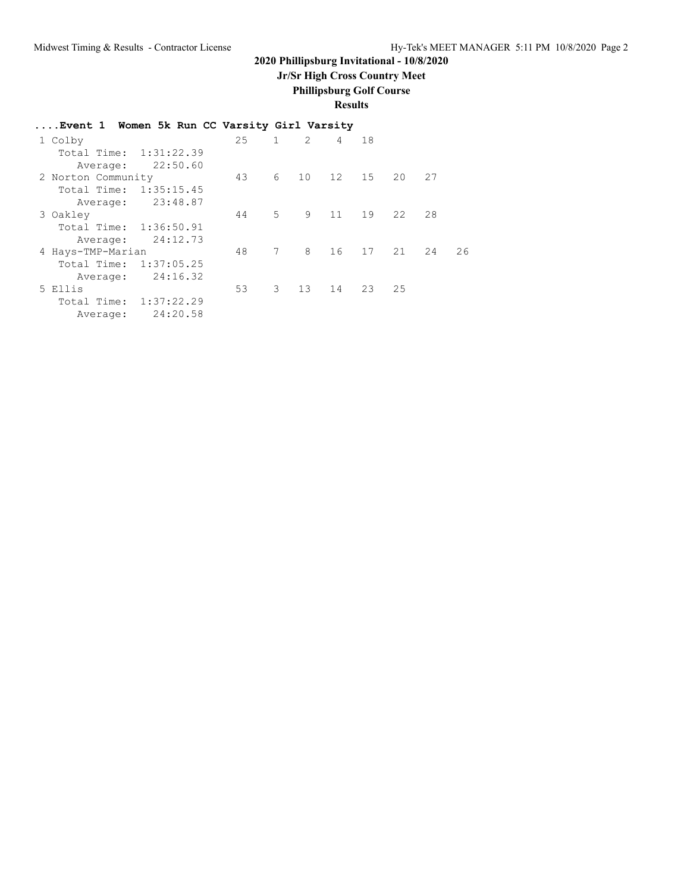**2020 Phillipsburg Invitational - 10/8/2020**

**Jr/Sr High Cross Country Meet**

**Phillipsburg Golf Course**

**Results**

### ....Event 1 Women 5k Run CC Varsity Girl Varsity

| Place | Team | Score | 1 | 2 | 3 | 4 | 5 | *6 | *7 |
|---|---|---|---|---|---|---|---|---|---|
| 1 | Colby | 25 | 1 | 2 | 4 | 18 | | | |
| | Total Time: 1:31:22.39 | | | | | | | | |
| | Average: 22:50.60 | | | | | | | | |
| 2 | Norton Community | 43 | 6 | 10 | 12 | 15 | 20 | 27 | |
| | Total Time: 1:35:15.45 | | | | | | | | |
| | Average: 23:48.87 | | | | | | | | |
| 3 | Oakley | 44 | 5 | 9 | 11 | 19 | 22 | 28 | |
| | Total Time: 1:36:50.91 | | | | | | | | |
| | Average: 24:12.73 | | | | | | | | |
| 4 | Hays-TMP-Marian | 48 | 7 | 8 | 16 | 17 | 21 | 24 | 26 |
| | Total Time: 1:37:05.25 | | | | | | | | |
| | Average: 24:16.32 | | | | | | | | |
| 5 | Ellis | 53 | 3 | 13 | 14 | 23 | 25 | | |
| | Total Time: 1:37:22.29 | | | | | | | | |
| | Average: 24:20.58 | | | | | | | | |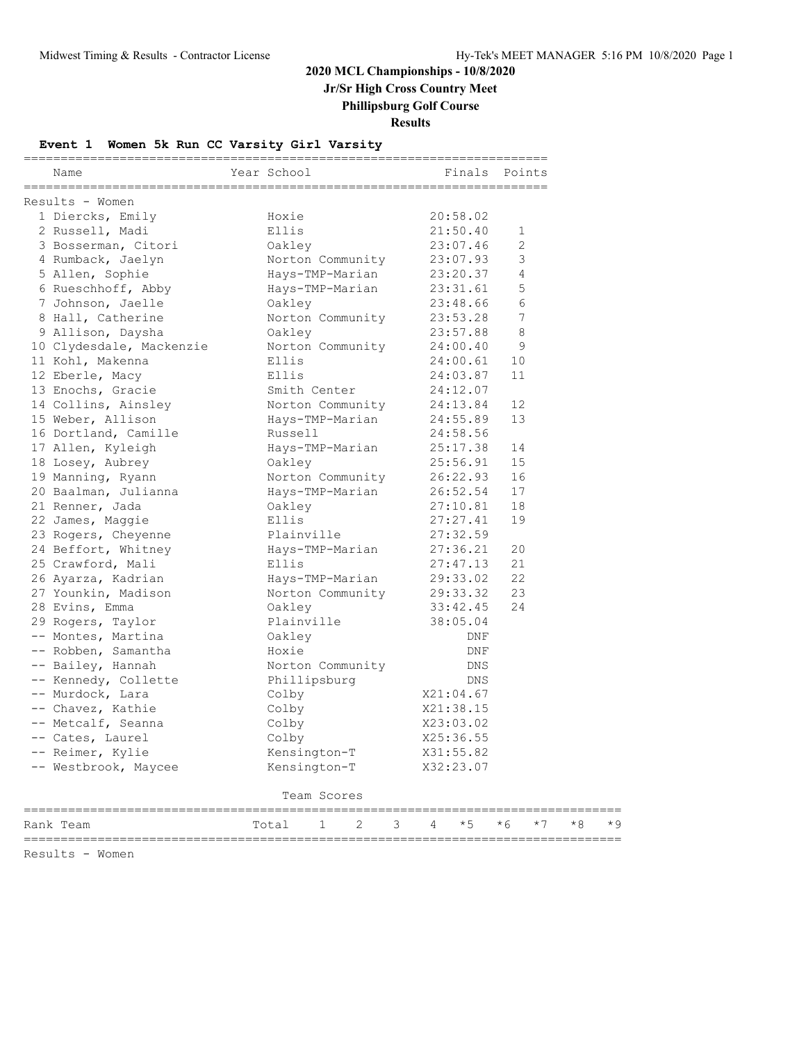# 2020 MCL Championships - 10/8/2020

## Jr/Sr High Cross Country Meet

## Phillipsburg Golf Course

## Results

### Event 1 Women 5k Run CC Varsity Girl Varsity

**Results - Women**

| | Name | Year | School | Finals | Points |
|---|---|---|---|---|---|
| 1 | Diercks, Emily | | Hoxie | 20:58.02 | |
| 2 | Russell, Madi | | Ellis | 21:50.40 | 1 |
| 3 | Bosserman, Citori | | Oakley | 23:07.46 | 2 |
| 4 | Rumback, Jaelyn | | Norton Community | 23:07.93 | 3 |
| 5 | Allen, Sophie | | Hays-TMP-Marian | 23:20.37 | 4 |
| 6 | Rueschhoff, Abby | | Hays-TMP-Marian | 23:31.61 | 5 |
| 7 | Johnson, Jaelle | | Oakley | 23:48.66 | 6 |
| 8 | Hall, Catherine | | Norton Community | 23:53.28 | 7 |
| 9 | Allison, Daysha | | Oakley | 23:57.88 | 8 |
| 10 | Clydesdale, Mackenzie | | Norton Community | 24:00.40 | 9 |
| 11 | Kohl, Makenna | | Ellis | 24:00.61 | 10 |
| 12 | Eberle, Macy | | Ellis | 24:03.87 | 11 |
| 13 | Enochs, Gracie | | Smith Center | 24:12.07 | |
| 14 | Collins, Ainsley | | Norton Community | 24:13.84 | 12 |
| 15 | Weber, Allison | | Hays-TMP-Marian | 24:55.89 | 13 |
| 16 | Dortland, Camille | | Russell | 24:58.56 | |
| 17 | Allen, Kyleigh | | Hays-TMP-Marian | 25:17.38 | 14 |
| 18 | Losey, Aubrey | | Oakley | 25:56.91 | 15 |
| 19 | Manning, Ryann | | Norton Community | 26:22.93 | 16 |
| 20 | Baalman, Julianna | | Hays-TMP-Marian | 26:52.54 | 17 |
| 21 | Renner, Jada | | Oakley | 27:10.81 | 18 |
| 22 | James, Maggie | | Ellis | 27:27.41 | 19 |
| 23 | Rogers, Cheyenne | | Plainville | 27:32.59 | |
| 24 | Beffort, Whitney | | Hays-TMP-Marian | 27:36.21 | 20 |
| 25 | Crawford, Mali | | Ellis | 27:47.13 | 21 |
| 26 | Ayarza, Kadrian | | Hays-TMP-Marian | 29:33.02 | 22 |
| 27 | Younkin, Madison | | Norton Community | 29:33.32 | 23 |
| 28 | Evins, Emma | | Oakley | 33:42.45 | 24 |
| 29 | Rogers, Taylor | | Plainville | 38:05.04 | |
| -- | Montes, Martina | | Oakley | DNF | |
| -- | Robben, Samantha | | Hoxie | DNF | |
| -- | Bailey, Hannah | | Norton Community | DNS | |
| -- | Kennedy, Collette | | Phillipsburg | DNS | |
| -- | Murdock, Lara | | Colby | X21:04.67 | |
| -- | Chavez, Kathie | | Colby | X21:38.15 | |
| -- | Metcalf, Seanna | | Colby | X23:03.02 | |
| -- | Cates, Laurel | | Colby | X25:36.55 | |
| -- | Reimer, Kylie | | Kensington-T | X31:55.82 | |
| -- | Westbrook, Maycee | | Kensington-T | X32:23.07 | |

**Team Scores**

| Rank | Team | Total | 1 | 2 | 3 | 4 | *5 | *6 | *7 | *8 | *9 |
|---|---|---|---|---|---|---|---|---|---|---|---|

Results - Women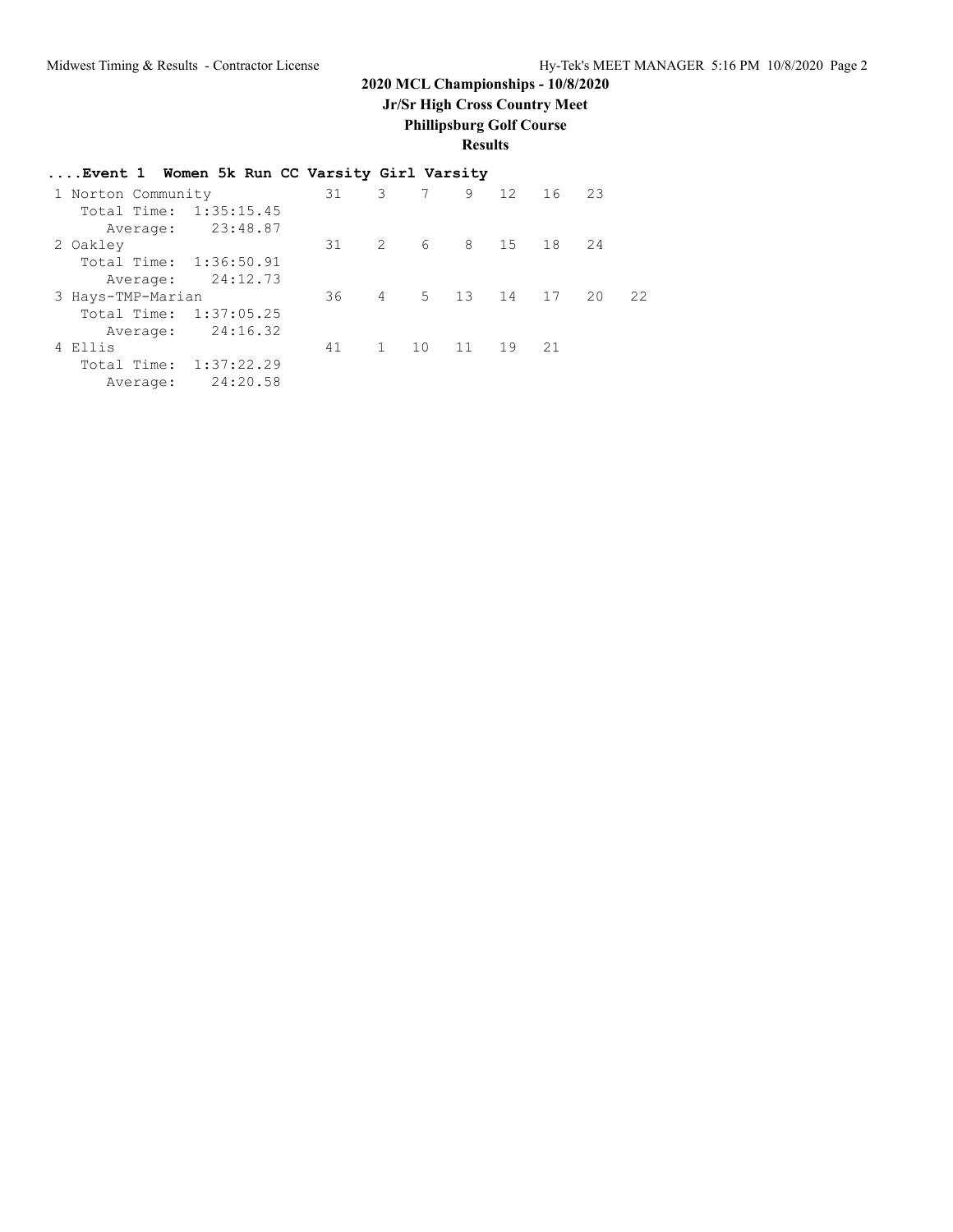**2020 MCL Championships - 10/8/2020**

**Jr/Sr High Cross Country Meet**

**Phillipsburg Golf Course**

**Results**

### ....Event 1 Women 5k Run CC Varsity Girl Varsity

```
 1 Norton Community            31    3    7    9   12   16   23
    Total Time:  1:35:15.45
       Average:    23:48.87
 2 Oakley                      31    2    6    8   15   18   24
    Total Time:  1:36:50.91
       Average:    24:12.73
 3 Hays-TMP-Marian             36    4    5   13   14   17   20   22
    Total Time:  1:37:05.25
       Average:    24:16.32
 4 Ellis                       41    1   10   11   19   21
    Total Time:  1:37:22.29
       Average:    24:20.58
```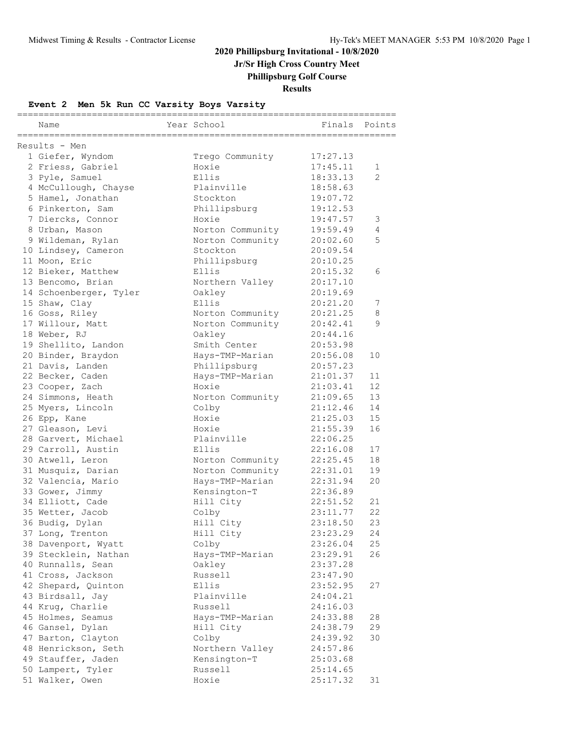**2020 Phillipsburg Invitational - 10/8/2020**

**Jr/Sr High Cross Country Meet**

**Phillipsburg Golf Course**

**Results**

### Event 2 Men 5k Run CC Varsity Boys Varsity

Results - Men

| Place | Name | Year | School | Finals | Points |
|---|---|---|---|---|---|
| 1 | Giefer, Wyndom | | Trego Community | 17:27.13 | |
| 2 | Friess, Gabriel | | Hoxie | 17:45.11 | 1 |
| 3 | Pyle, Samuel | | Ellis | 18:33.13 | 2 |
| 4 | McCullough, Chayse | | Plainville | 18:58.63 | |
| 5 | Hamel, Jonathan | | Stockton | 19:07.72 | |
| 6 | Pinkerton, Sam | | Phillipsburg | 19:12.53 | |
| 7 | Diercks, Connor | | Hoxie | 19:47.57 | 3 |
| 8 | Urban, Mason | | Norton Community | 19:59.49 | 4 |
| 9 | Wildeman, Rylan | | Norton Community | 20:02.60 | 5 |
| 10 | Lindsey, Cameron | | Stockton | 20:09.54 | |
| 11 | Moon, Eric | | Phillipsburg | 20:10.25 | |
| 12 | Bieker, Matthew | | Ellis | 20:15.32 | 6 |
| 13 | Bencomo, Brian | | Northern Valley | 20:17.10 | |
| 14 | Schoenberger, Tyler | | Oakley | 20:19.69 | |
| 15 | Shaw, Clay | | Ellis | 20:21.20 | 7 |
| 16 | Goss, Riley | | Norton Community | 20:21.25 | 8 |
| 17 | Willour, Matt | | Norton Community | 20:42.41 | 9 |
| 18 | Weber, RJ | | Oakley | 20:44.16 | |
| 19 | Shellito, Landon | | Smith Center | 20:53.98 | |
| 20 | Binder, Braydon | | Hays-TMP-Marian | 20:56.08 | 10 |
| 21 | Davis, Landen | | Phillipsburg | 20:57.23 | |
| 22 | Becker, Caden | | Hays-TMP-Marian | 21:01.37 | 11 |
| 23 | Cooper, Zach | | Hoxie | 21:03.41 | 12 |
| 24 | Simmons, Heath | | Norton Community | 21:09.65 | 13 |
| 25 | Myers, Lincoln | | Colby | 21:12.46 | 14 |
| 26 | Epp, Kane | | Hoxie | 21:25.03 | 15 |
| 27 | Gleason, Levi | | Hoxie | 21:55.39 | 16 |
| 28 | Garvert, Michael | | Plainville | 22:06.25 | |
| 29 | Carroll, Austin | | Ellis | 22:16.08 | 17 |
| 30 | Atwell, Leron | | Norton Community | 22:25.45 | 18 |
| 31 | Musquiz, Darian | | Norton Community | 22:31.01 | 19 |
| 32 | Valencia, Mario | | Hays-TMP-Marian | 22:31.94 | 20 |
| 33 | Gower, Jimmy | | Kensington-T | 22:36.89 | |
| 34 | Elliott, Cade | | Hill City | 22:51.52 | 21 |
| 35 | Wetter, Jacob | | Colby | 23:11.77 | 22 |
| 36 | Budig, Dylan | | Hill City | 23:18.50 | 23 |
| 37 | Long, Trenton | | Hill City | 23:23.29 | 24 |
| 38 | Davenport, Wyatt | | Colby | 23:26.04 | 25 |
| 39 | Stecklein, Nathan | | Hays-TMP-Marian | 23:29.91 | 26 |
| 40 | Runnalls, Sean | | Oakley | 23:37.28 | |
| 41 | Cross, Jackson | | Russell | 23:47.90 | |
| 42 | Shepard, Quinton | | Ellis | 23:52.95 | 27 |
| 43 | Birdsall, Jay | | Plainville | 24:04.21 | |
| 44 | Krug, Charlie | | Russell | 24:16.03 | |
| 45 | Holmes, Seamus | | Hays-TMP-Marian | 24:33.88 | 28 |
| 46 | Gansel, Dylan | | Hill City | 24:38.79 | 29 |
| 47 | Barton, Clayton | | Colby | 24:39.92 | 30 |
| 48 | Henrickson, Seth | | Northern Valley | 24:57.86 | |
| 49 | Stauffer, Jaden | | Kensington-T | 25:03.68 | |
| 50 | Lampert, Tyler | | Russell | 25:14.65 | |
| 51 | Walker, Owen | | Hoxie | 25:17.32 | 31 |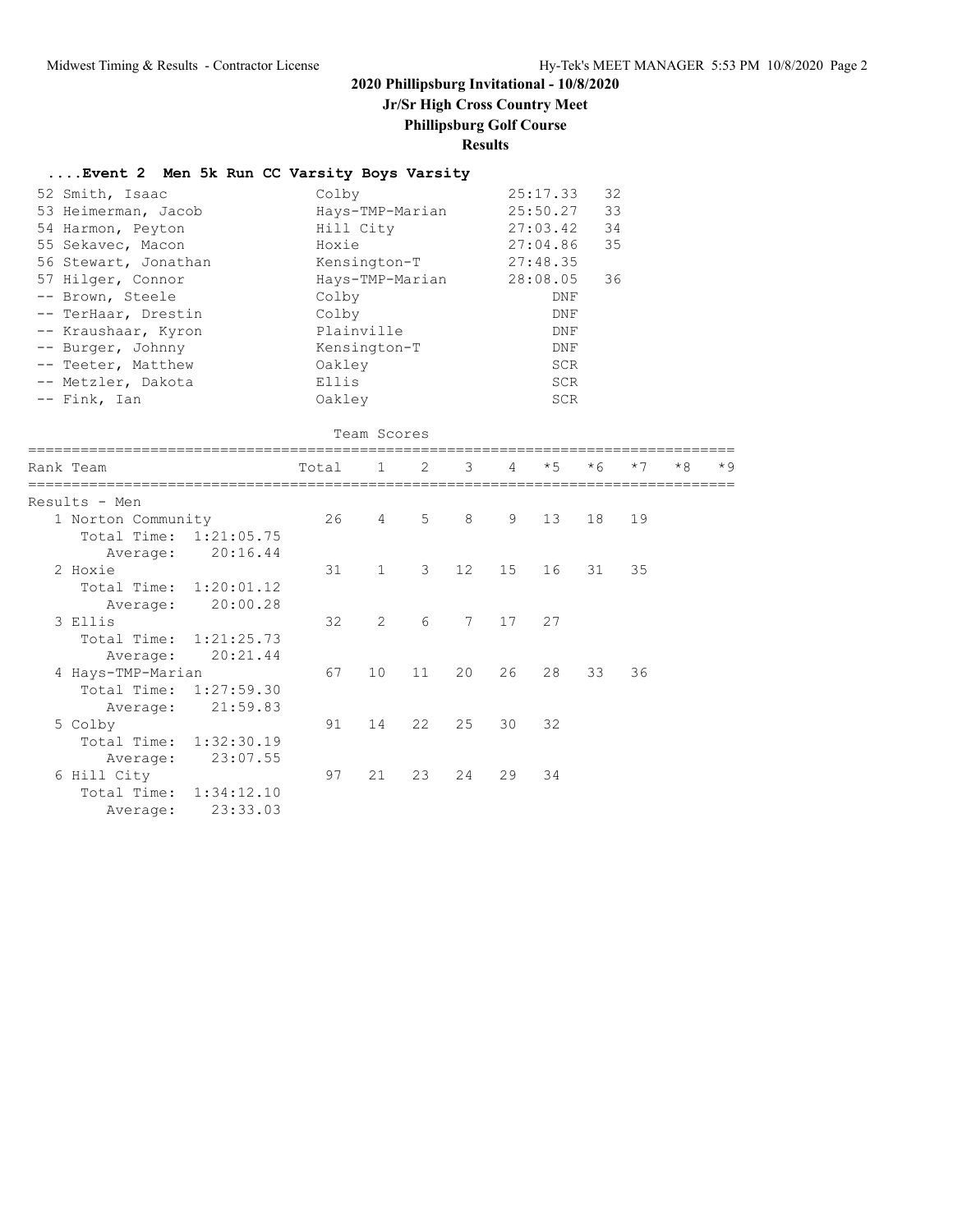## 2020 Phillipsburg Invitational - 10/8/2020

### Jr/Sr High Cross Country Meet

### Phillipsburg Golf Course

### Results

#### ....Event 2 Men 5k Run CC Varsity Boys Varsity

| Place | Name | Team | Time | Points |
|---|---|---|---|---|
| 52 | Smith, Isaac | Colby | 25:17.33 | 32 |
| 53 | Heimerman, Jacob | Hays-TMP-Marian | 25:50.27 | 33 |
| 54 | Harmon, Peyton | Hill City | 27:03.42 | 34 |
| 55 | Sekavec, Macon | Hoxie | 27:04.86 | 35 |
| 56 | Stewart, Jonathan | Kensington-T | 27:48.35 | |
| 57 | Hilger, Connor | Hays-TMP-Marian | 28:08.05 | 36 |
| -- | Brown, Steele | Colby | DNF | |
| -- | TerHaar, Drestin | Colby | DNF | |
| -- | Kraushaar, Kyron | Plainville | DNF | |
| -- | Burger, Johnny | Kensington-T | DNF | |
| -- | Teeter, Matthew | Oakley | SCR | |
| -- | Metzler, Dakota | Ellis | SCR | |
| -- | Fink, Ian | Oakley | SCR | |

Team Scores

| Rank | Team | Total | 1 | 2 | 3 | 4 | *5 | *6 | *7 | *8 | *9 |
|---|---|---|---|---|---|---|---|---|---|---|---|
| Results - Men | | | | | | | | | | | |
| 1 | Norton Community | 26 | 4 | 5 | 8 | 9 | 13 | 18 | 19 | | |
| | Total Time: 1:21:05.75 | | | | | | | | | | |
| | Average: 20:16.44 | | | | | | | | | | |
| 2 | Hoxie | 31 | 1 | 3 | 12 | 15 | 16 | 31 | 35 | | |
| | Total Time: 1:20:01.12 | | | | | | | | | | |
| | Average: 20:00.28 | | | | | | | | | | |
| 3 | Ellis | 32 | 2 | 6 | 7 | 17 | 27 | | | | |
| | Total Time: 1:21:25.73 | | | | | | | | | | |
| | Average: 20:21.44 | | | | | | | | | | |
| 4 | Hays-TMP-Marian | 67 | 10 | 11 | 20 | 26 | 28 | 33 | 36 | | |
| | Total Time: 1:27:59.30 | | | | | | | | | | |
| | Average: 21:59.83 | | | | | | | | | | |
| 5 | Colby | 91 | 14 | 22 | 25 | 30 | 32 | | | | |
| | Total Time: 1:32:30.19 | | | | | | | | | | |
| | Average: 23:07.55 | | | | | | | | | | |
| 6 | Hill City | 97 | 21 | 23 | 24 | 29 | 34 | | | | |
| | Total Time: 1:34:12.10 | | | | | | | | | | |
| | Average: 23:33.03 | | | | | | | | | | |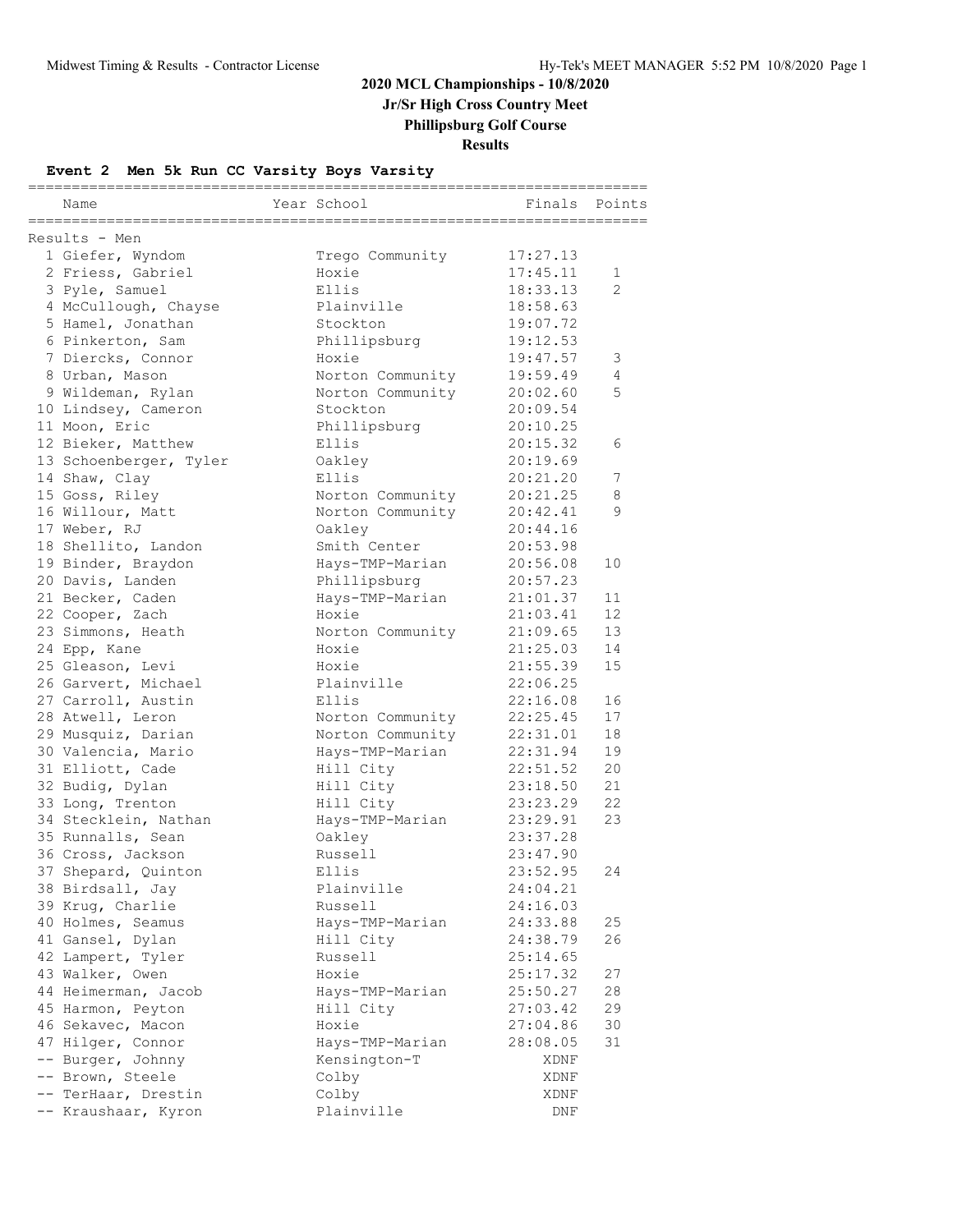# 2020 MCL Championships - 10/8/2020

## Jr/Sr High Cross Country Meet

## Phillipsburg Golf Course

## Results

### Event 2 Men 5k Run CC Varsity Boys Varsity

Results - Men

| | Name | Year | School | Finals | Points |
|---|---|---|---|---|---|
| 1 | Giefer, Wyndom | | Trego Community | 17:27.13 | |
| 2 | Friess, Gabriel | | Hoxie | 17:45.11 | 1 |
| 3 | Pyle, Samuel | | Ellis | 18:33.13 | 2 |
| 4 | McCullough, Chayse | | Plainville | 18:58.63 | |
| 5 | Hamel, Jonathan | | Stockton | 19:07.72 | |
| 6 | Pinkerton, Sam | | Phillipsburg | 19:12.53 | |
| 7 | Diercks, Connor | | Hoxie | 19:47.57 | 3 |
| 8 | Urban, Mason | | Norton Community | 19:59.49 | 4 |
| 9 | Wildeman, Rylan | | Norton Community | 20:02.60 | 5 |
| 10 | Lindsey, Cameron | | Stockton | 20:09.54 | |
| 11 | Moon, Eric | | Phillipsburg | 20:10.25 | |
| 12 | Bieker, Matthew | | Ellis | 20:15.32 | 6 |
| 13 | Schoenberger, Tyler | | Oakley | 20:19.69 | |
| 14 | Shaw, Clay | | Ellis | 20:21.20 | 7 |
| 15 | Goss, Riley | | Norton Community | 20:21.25 | 8 |
| 16 | Willour, Matt | | Norton Community | 20:42.41 | 9 |
| 17 | Weber, RJ | | Oakley | 20:44.16 | |
| 18 | Shellito, Landon | | Smith Center | 20:53.98 | |
| 19 | Binder, Braydon | | Hays-TMP-Marian | 20:56.08 | 10 |
| 20 | Davis, Landen | | Phillipsburg | 20:57.23 | |
| 21 | Becker, Caden | | Hays-TMP-Marian | 21:01.37 | 11 |
| 22 | Cooper, Zach | | Hoxie | 21:03.41 | 12 |
| 23 | Simmons, Heath | | Norton Community | 21:09.65 | 13 |
| 24 | Epp, Kane | | Hoxie | 21:25.03 | 14 |
| 25 | Gleason, Levi | | Hoxie | 21:55.39 | 15 |
| 26 | Garvert, Michael | | Plainville | 22:06.25 | |
| 27 | Carroll, Austin | | Ellis | 22:16.08 | 16 |
| 28 | Atwell, Leron | | Norton Community | 22:25.45 | 17 |
| 29 | Musquiz, Darian | | Norton Community | 22:31.01 | 18 |
| 30 | Valencia, Mario | | Hays-TMP-Marian | 22:31.94 | 19 |
| 31 | Elliott, Cade | | Hill City | 22:51.52 | 20 |
| 32 | Budig, Dylan | | Hill City | 23:18.50 | 21 |
| 33 | Long, Trenton | | Hill City | 23:23.29 | 22 |
| 34 | Stecklein, Nathan | | Hays-TMP-Marian | 23:29.91 | 23 |
| 35 | Runnalls, Sean | | Oakley | 23:37.28 | |
| 36 | Cross, Jackson | | Russell | 23:47.90 | |
| 37 | Shepard, Quinton | | Ellis | 23:52.95 | 24 |
| 38 | Birdsall, Jay | | Plainville | 24:04.21 | |
| 39 | Krug, Charlie | | Russell | 24:16.03 | |
| 40 | Holmes, Seamus | | Hays-TMP-Marian | 24:33.88 | 25 |
| 41 | Gansel, Dylan | | Hill City | 24:38.79 | 26 |
| 42 | Lampert, Tyler | | Russell | 25:14.65 | |
| 43 | Walker, Owen | | Hoxie | 25:17.32 | 27 |
| 44 | Heimerman, Jacob | | Hays-TMP-Marian | 25:50.27 | 28 |
| 45 | Harmon, Peyton | | Hill City | 27:03.42 | 29 |
| 46 | Sekavec, Macon | | Hoxie | 27:04.86 | 30 |
| 47 | Hilger, Connor | | Hays-TMP-Marian | 28:08.05 | 31 |
| -- | Burger, Johnny | | Kensington-T | XDNF | |
| -- | Brown, Steele | | Colby | XDNF | |
| -- | TerHaar, Drestin | | Colby | XDNF | |
| -- | Kraushaar, Kyron | | Plainville | DNF | |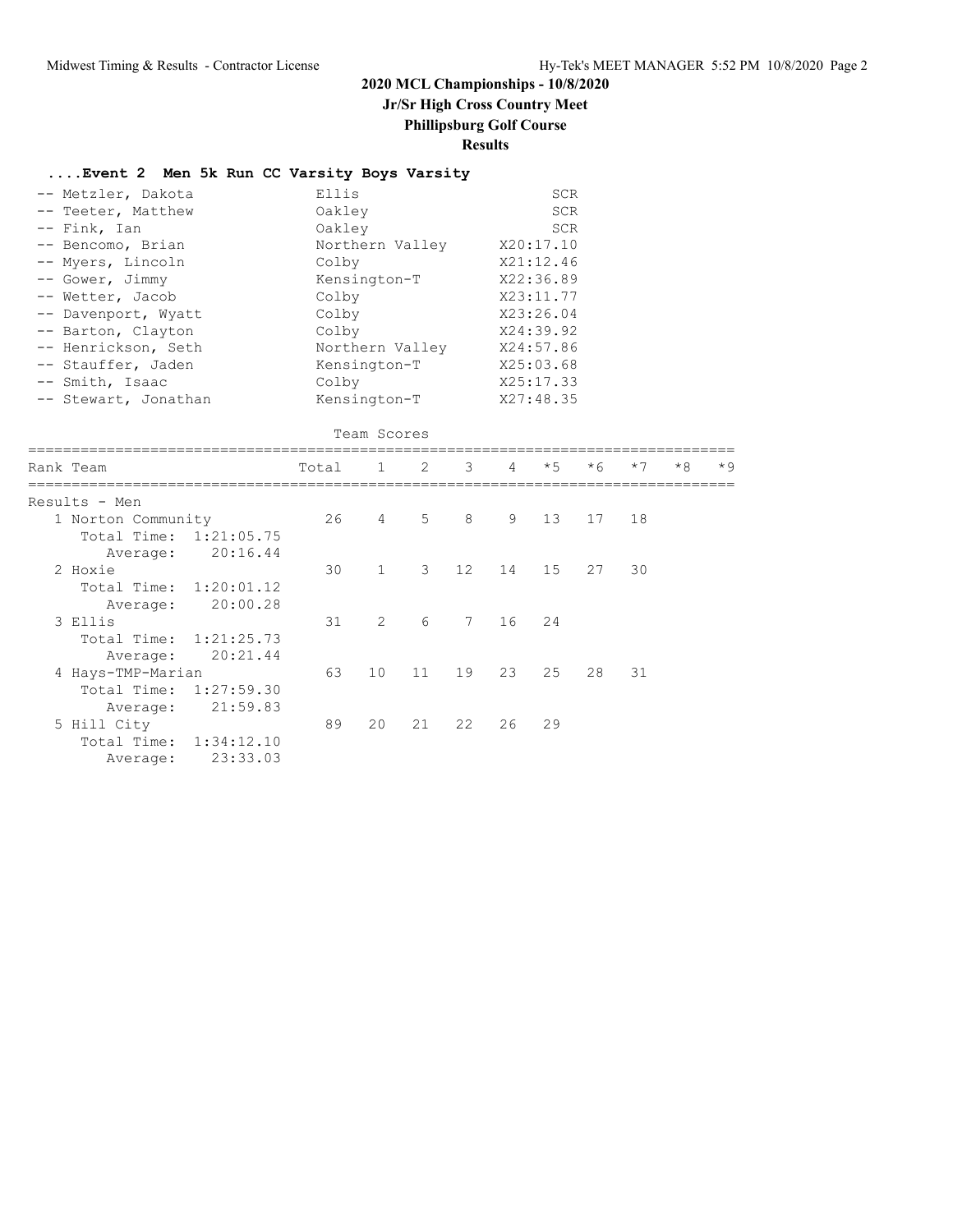# 2020 MCL Championships - 10/8/2020

## Jr/Sr High Cross Country Meet

## Phillipsburg Golf Course

## Results

### ....Event 2 Men 5k Run CC Varsity Boys Varsity

| | | | |
|---|---|---|---|
| -- | Metzler, Dakota | Ellis | SCR |
| -- | Teeter, Matthew | Oakley | SCR |
| -- | Fink, Ian | Oakley | SCR |
| -- | Bencomo, Brian | Northern Valley | X20:17.10 |
| -- | Myers, Lincoln | Colby | X21:12.46 |
| -- | Gower, Jimmy | Kensington-T | X22:36.89 |
| -- | Wetter, Jacob | Colby | X23:11.77 |
| -- | Davenport, Wyatt | Colby | X23:26.04 |
| -- | Barton, Clayton | Colby | X24:39.92 |
| -- | Henrickson, Seth | Northern Valley | X24:57.86 |
| -- | Stauffer, Jaden | Kensington-T | X25:03.68 |
| -- | Smith, Isaac | Colby | X25:17.33 |
| -- | Stewart, Jonathan | Kensington-T | X27:48.35 |

Team Scores

| Rank | Team | Total | 1 | 2 | 3 | 4 | *5 | *6 | *7 | *8 | *9 |
|---|---|---|---|---|---|---|---|---|---|---|---|
| Results - Men | | | | | | | | | | | |
| 1 | Norton Community | 26 | 4 | 5 | 8 | 9 | 13 | 17 | 18 | | |
| | Total Time: 1:21:05.75 | | | | | | | | | | |
| | Average: 20:16.44 | | | | | | | | | | |
| 2 | Hoxie | 30 | 1 | 3 | 12 | 14 | 15 | 27 | 30 | | |
| | Total Time: 1:20:01.12 | | | | | | | | | | |
| | Average: 20:00.28 | | | | | | | | | | |
| 3 | Ellis | 31 | 2 | 6 | 7 | 16 | 24 | | | | |
| | Total Time: 1:21:25.73 | | | | | | | | | | |
| | Average: 20:21.44 | | | | | | | | | | |
| 4 | Hays-TMP-Marian | 63 | 10 | 11 | 19 | 23 | 25 | 28 | 31 | | |
| | Total Time: 1:27:59.30 | | | | | | | | | | |
| | Average: 21:59.83 | | | | | | | | | | |
| 5 | Hill City | 89 | 20 | 21 | 22 | 26 | 29 | | | | |
| | Total Time: 1:34:12.10 | | | | | | | | | | |
| | Average: 23:33.03 | | | | | | | | | | |